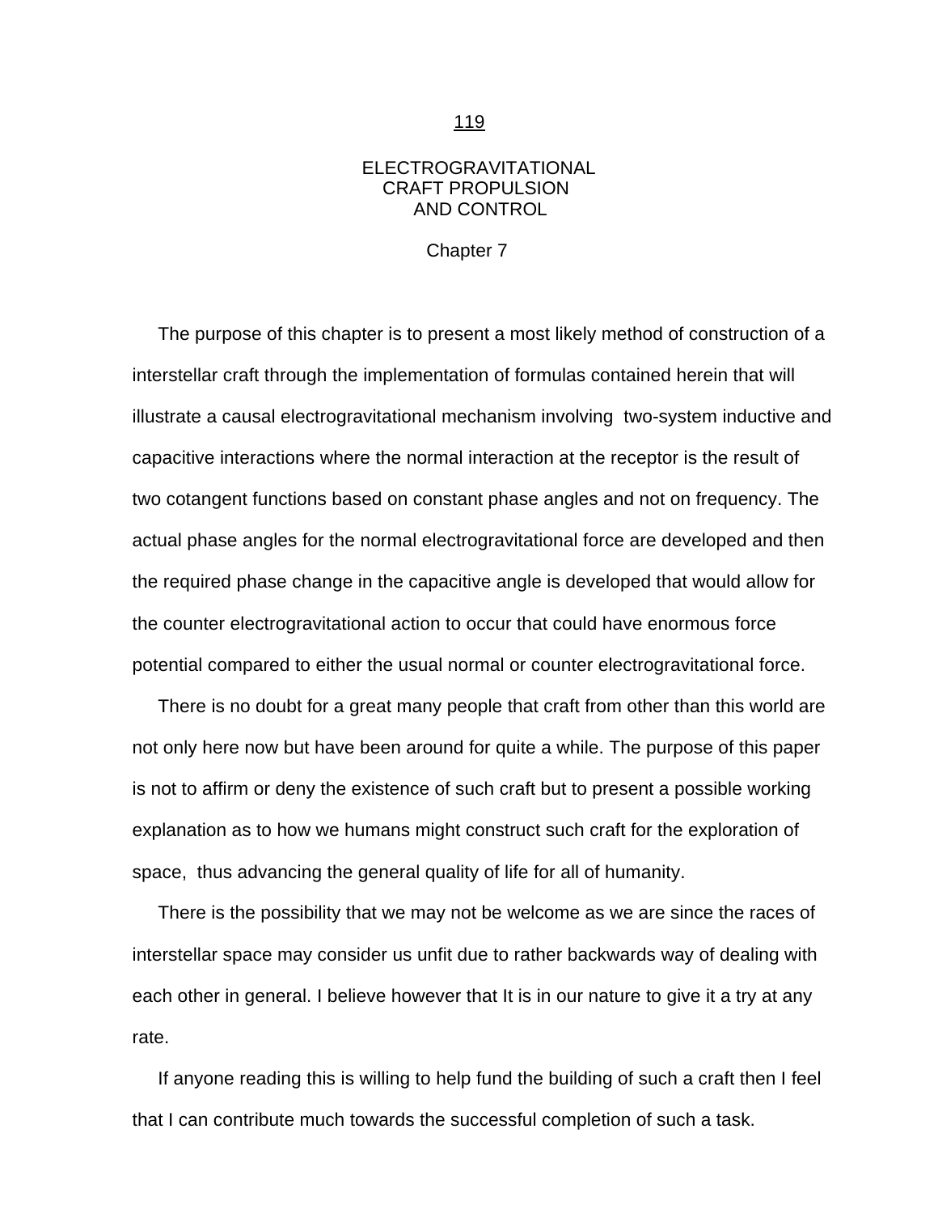# ELECTROGRAVITATIONAL CRAFT PROPULSION AND CONTROL

## Chapter 7

The purpose of this chapter is to present a most likely method of construction of a interstellar craft through the implementation of formulas contained herein that will illustrate a causal electrogravitational mechanism involving two-system inductive and capacitive interactions where the normal interaction at the receptor is the result of two cotangent functions based on constant phase angles and not on frequency. The actual phase angles for the normal electrogravitational force are developed and then the required phase change in the capacitive angle is developed that would allow for the counter electrogravitational action to occur that could have enormous force potential compared to either the usual normal or counter electrogravitational force.

There is no doubt for a great many people that craft from other than this world are not only here now but have been around for quite a while. The purpose of this paper is not to affirm or deny the existence of such craft but to present a possible working explanation as to how we humans might construct such craft for the exploration of space, thus advancing the general quality of life for all of humanity.

There is the possibility that we may not be welcome as we are since the races of interstellar space may consider us unfit due to rather backwards way of dealing with each other in general. I believe however that It is in our nature to give it a try at any rate.

If anyone reading this is willing to help fund the building of such a craft then I feel that I can contribute much towards the successful completion of such a task.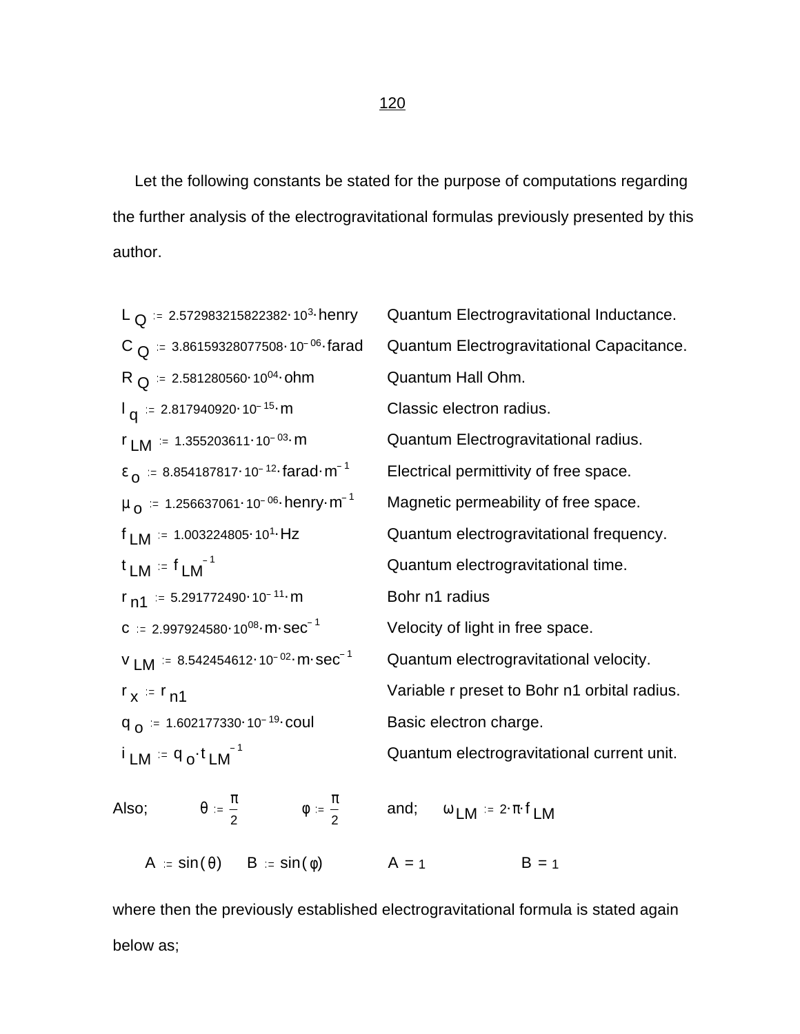Let the following constants be stated for the purpose of computations regarding the further analysis of the electrogravitational formulas previously presented by this author.

| | |
|---|---|
| $L_Q := 2.572983215822382 \cdot 10^{3} \cdot henry$ | Quantum Electrogravitational Inductance. |
| $C_Q := 3.86159328077508 \cdot 10^{-06} \cdot farad$ | Quantum Electrogravitational Capacitance. |
| $R_Q := 2.581280560 \cdot 10^{04} \cdot ohm$ | Quantum Hall Ohm. |
| $l_q := 2.817940920 \cdot 10^{-15} \cdot m$ | Classic electron radius. |
| $r_{LM} := 1.355203611 \cdot 10^{-03} \cdot m$ | Quantum Electrogravitational radius. |
| $\varepsilon_o := 8.854187817 \cdot 10^{-12} \cdot farad \cdot m^{-1}$ | Electrical permittivity of free space. |
| $\mu_o := 1.256637061 \cdot 10^{-06} \cdot henry \cdot m^{-1}$ | Magnetic permeability of free space. |
| $f_{LM} := 1.003224805 \cdot 10^{1} \cdot Hz$ | Quantum electrogravitational frequency. |
| $t_{LM} := f_{LM}^{-1}$ | Quantum electrogravitational time. |
| $r_{n1} := 5.291772490 \cdot 10^{-11} \cdot m$ | Bohr n1 radius |
| $c := 2.997924580 \cdot 10^{08} \cdot m \cdot sec^{-1}$ | Velocity of light in free space. |
| $v_{LM} := 8.542454612 \cdot 10^{-02} \cdot m \cdot sec^{-1}$ | Quantum electrogravitational velocity. |
| $r_x := r_{n1}$ | Variable r preset to Bohr n1 orbital radius. |
| $q_o := 1.602177330 \cdot 10^{-19} \cdot coul$ | Basic electron charge. |
| $i_{LM} := q_o \cdot t_{LM}^{-1}$ | Quantum electrogravitational current unit. |

Also; $\theta := \frac{\pi}{2}$ $\quad \phi := \frac{\pi}{2}$ $\quad$ and; $\omega_{LM} := 2 \cdot \pi \cdot f_{LM}$

$A := \sin(\theta) \quad B := \sin(\phi) \qquad A = 1 \qquad B = 1$

where then the previously established electrogravitational formula is stated again below as;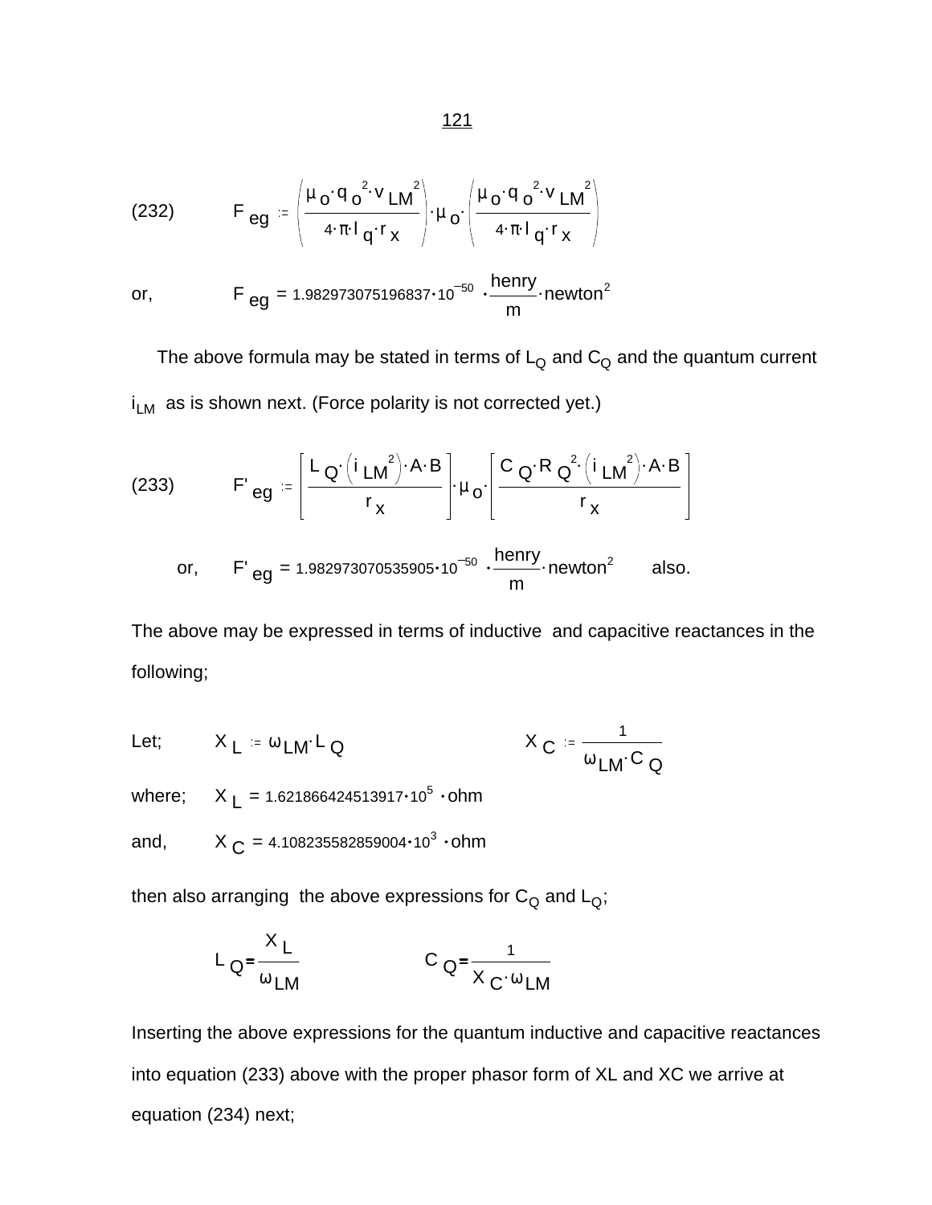(232) $$F_{eg} := \left(\frac{\mu_o \cdot q_o^2 \cdot v_{LM}^2}{4 \cdot \pi \cdot l_q \cdot r_x}\right) \cdot \mu_o \cdot \left(\frac{\mu_o \cdot q_o^2 \cdot v_{LM}^2}{4 \cdot \pi \cdot l_q \cdot r_x}\right)$$

or, $$F_{eg} = 1.982973075196837 \cdot 10^{-50} \cdot \frac{henry}{m} \cdot newton^2$$

The above formula may be stated in terms of $L_Q$ and $C_Q$ and the quantum current $i_{LM}$ as is shown next. (Force polarity is not corrected yet.)

(233) $$F'_{eg} := \left[\frac{L_Q \cdot \left(i_{LM}^2\right) \cdot A \cdot B}{r_x}\right] \cdot \mu_o \cdot \left[\frac{C_Q \cdot R_Q^2 \cdot \left(i_{LM}^2\right) \cdot A \cdot B}{r_x}\right]$$

or, $$F'_{eg} = 1.982973070535905 \cdot 10^{-50} \cdot \frac{henry}{m} \cdot newton^2$$ also.

The above may be expressed in terms of inductive and capacitive reactances in the following;

Let; $X_L := \omega_{LM} \cdot L_Q$ $\qquad X_C := \dfrac{1}{\omega_{LM} \cdot C_Q}$

where; $X_L = 1.621866424513917 \cdot 10^5 \cdot ohm$

and, $X_C = 4.108235582859004 \cdot 10^3 \cdot ohm$

then also arranging the above expressions for $C_Q$ and $L_Q$;

$$L_Q = \frac{X_L}{\omega_{LM}} \qquad C_Q = \frac{1}{X_C \cdot \omega_{LM}}$$

Inserting the above expressions for the quantum inductive and capacitive reactances into equation (233) above with the proper phasor form of XL and XC we arrive at equation (234) next;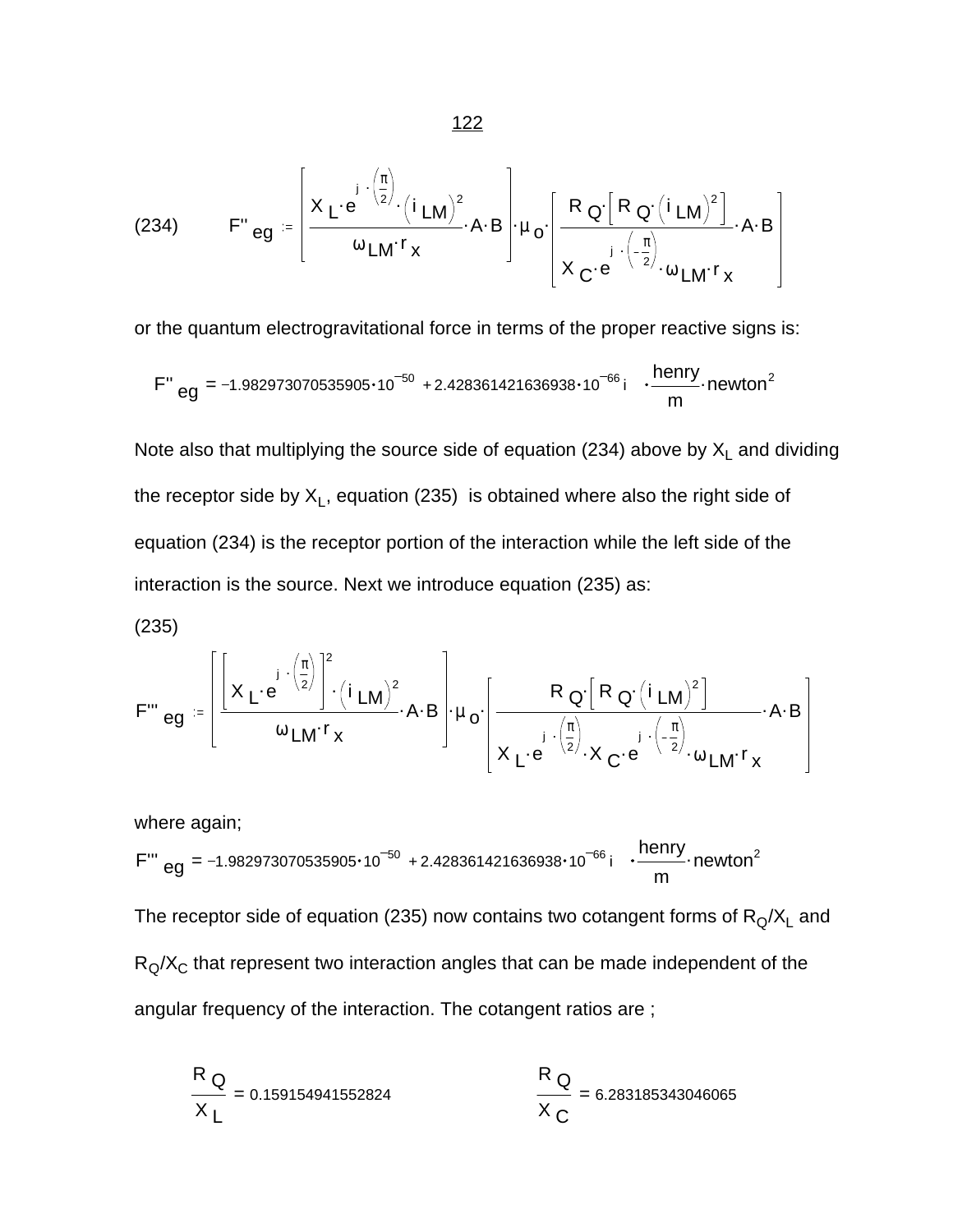(234) $$F''_{eg} := \left[\frac{X_L \cdot e^{j \cdot \left(\frac{\pi}{2}\right)} \cdot \left(i_{LM}\right)^2}{\omega_{LM} \cdot r_x} \cdot A \cdot B\right] \cdot \mu_o \cdot \left[\frac{R_Q \cdot \left[R_Q \cdot \left(i_{LM}\right)^2\right]}{X_C \cdot e^{j \cdot \left(-\frac{\pi}{2}\right)} \cdot \omega_{LM} \cdot r_x} \cdot A \cdot B\right]$$

or the quantum electrogravitational force in terms of the proper reactive signs is:

$$F''_{eg} = \left(-1.982973070535905 \cdot 10^{-50} + 2.428361421636938 \cdot 10^{-66} i\right) \cdot \frac{\text{henry}}{\text{m}} \cdot \text{newton}^2$$

Note also that multiplying the source side of equation (234) above by $X_L$ and dividing the receptor side by $X_L$, equation (235) is obtained where also the right side of equation (234) is the receptor portion of the interaction while the left side of the interaction is the source. Next we introduce equation (235) as:

(235)

$$F'''_{eg} := \left[\frac{\left[X_L \cdot e^{j \cdot \left(\frac{\pi}{2}\right)}\right]^2 \cdot \left(i_{LM}\right)^2}{\omega_{LM} \cdot r_x} \cdot A \cdot B\right] \cdot \mu_o \cdot \left[\frac{R_Q \cdot \left[R_Q \cdot \left(i_{LM}\right)^2\right]}{X_L \cdot e^{j \cdot \left(\frac{\pi}{2}\right)} \cdot X_C \cdot e^{j \cdot \left(-\frac{\pi}{2}\right)} \cdot \omega_{LM} \cdot r_x} \cdot A \cdot B\right]$$

where again;

$$F'''_{eg} = \left(-1.982973070535905 \cdot 10^{-50} + 2.428361421636938 \cdot 10^{-66} i\right) \cdot \frac{\text{henry}}{\text{m}} \cdot \text{newton}^2$$

The receptor side of equation (235) now contains two cotangent forms of $R_Q/X_L$ and $R_Q/X_C$ that represent two interaction angles that can be made independent of the angular frequency of the interaction. The cotangent ratios are ;

$$\frac{R_Q}{X_L} = 0.159154941552824 \qquad \qquad \frac{R_Q}{X_C} = 6.283185343046065$$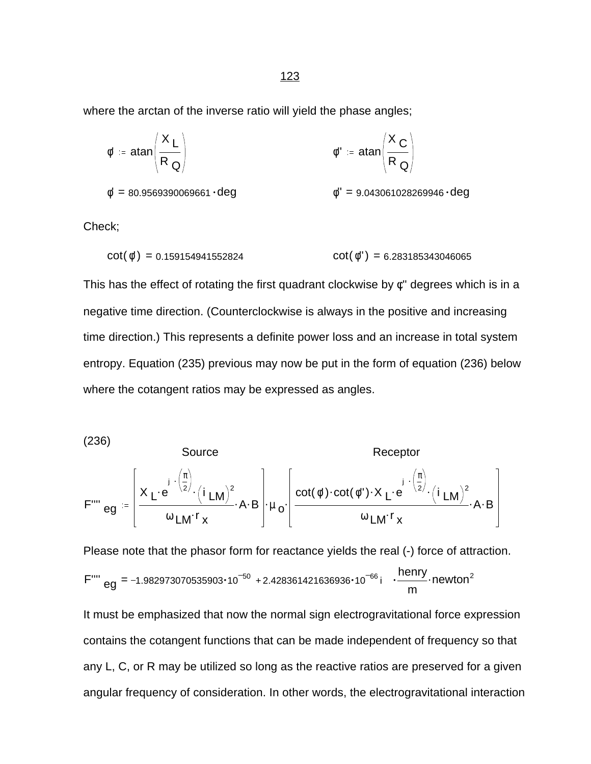where the arctan of the inverse ratio will yield the phase angles;

$$\phi := \operatorname{atan}\left(\frac{X_L}{R_Q}\right) \qquad\qquad \phi' := \operatorname{atan}\left(\frac{X_C}{R_Q}\right)$$

$$\phi = 80.9569390069661 \cdot \text{deg} \qquad\qquad \phi' = 9.043061028269946 \cdot \text{deg}$$

Check;

$$\cot(\phi) = 0.159154941552824 \qquad\qquad \cot(\phi') = 6.283185343046065$$

This has the effect of rotating the first quadrant clockwise by $\phi$'' degrees which is in a negative time direction. (Counterclockwise is always in the positive and increasing time direction.) This represents a definite power loss and an increase in total system entropy. Equation (235) previous may now be put in the form of equation (236) below where the cotangent ratios may be expressed as angles.

(236)

$$F''''_{eg} := \underbrace{\left[\frac{X_L \cdot e^{j\cdot\left(\frac{\pi}{2}\right)} \cdot \left(i_{LM}\right)^2}{\omega_{LM} \cdot r_x} \cdot A \cdot B\right]}_{\text{Source}} \cdot \mu_o \cdot \underbrace{\left[\frac{\cot(\phi)\cdot\cot(\phi')\cdot X_L \cdot e^{j\cdot\left(\frac{\pi}{2}\right)} \cdot \left(i_{LM}\right)^2}{\omega_{LM}\cdot r_x} \cdot A \cdot B\right]}_{\text{Receptor}}$$

Please note that the phasor form for reactance yields the real (-) force of attraction.

$$F''''_{eg} = -1.982973070535903 \cdot 10^{-50} + 2.428361421636936 \cdot 10^{-66}\, i \quad \cdot \frac{\text{henry}}{\text{m}} \cdot \text{newton}^2$$

It must be emphasized that now the normal sign electrogravitational force expression contains the cotangent functions that can be made independent of frequency so that any L, C, or R may be utilized so long as the reactive ratios are preserved for a given angular frequency of consideration. In other words, the electrogravitational interaction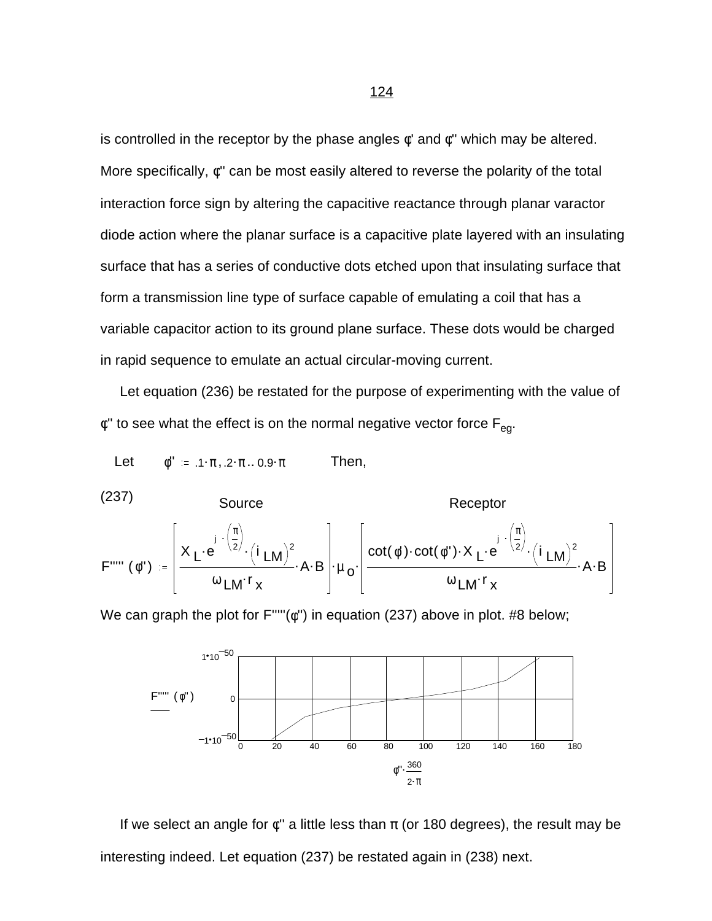is controlled in the receptor by the phase angles $\phi'$ and $\phi''$ which may be altered. More specifically, $\phi''$ can be most easily altered to reverse the polarity of the total interaction force sign by altering the capacitive reactance through planar varactor diode action where the planar surface is a capacitive plate layered with an insulating surface that has a series of conductive dots etched upon that insulating surface that form a transmission line type of surface capable of emulating a coil that has a variable capacitor action to its ground plane surface. These dots would be charged in rapid sequence to emulate an actual circular-moving current.

Let equation (236) be restated for the purpose of experimenting with the value of $\phi''$ to see what the effect is on the normal negative vector force $F_{eg}$.

Let $\phi'' := .1\cdot\pi, .2\cdot\pi .. 0.9\cdot\pi$ Then,

(237)

$$F''''(\phi'') := \underbrace{\left[\frac{X_L\cdot e^{j\cdot\left(\frac{\pi}{2}\right)}\cdot\left(i_{LM}\right)^2}{\omega_{LM}\cdot r_x}\cdot A\cdot B\right]}_{\text{Source}}\cdot\mu_o\cdot\underbrace{\left[\frac{\cot(\phi')\cdot\cot(\phi'')\cdot X_L\cdot e^{j\cdot\left(\frac{\pi}{2}\right)}\cdot\left(i_{LM}\right)^2}{\omega_{LM}\cdot r_x}\cdot A\cdot B\right]}_{\text{Receptor}}$$

We can graph the plot for $F''''(\phi'')$ in equation (237) above in plot. #8 below;

[Plot #8: $F''''(\phi'')$ vs. $\phi''\cdot\frac{360}{2\cdot\pi}$; y-axis from $-1\cdot10^{-50}$ to $1\cdot10^{-50}$, x-axis from 0 to 180]

If we select an angle for $\phi''$ a little less than $\pi$ (or 180 degrees), the result may be interesting indeed. Let equation (237) be restated again in (238) next.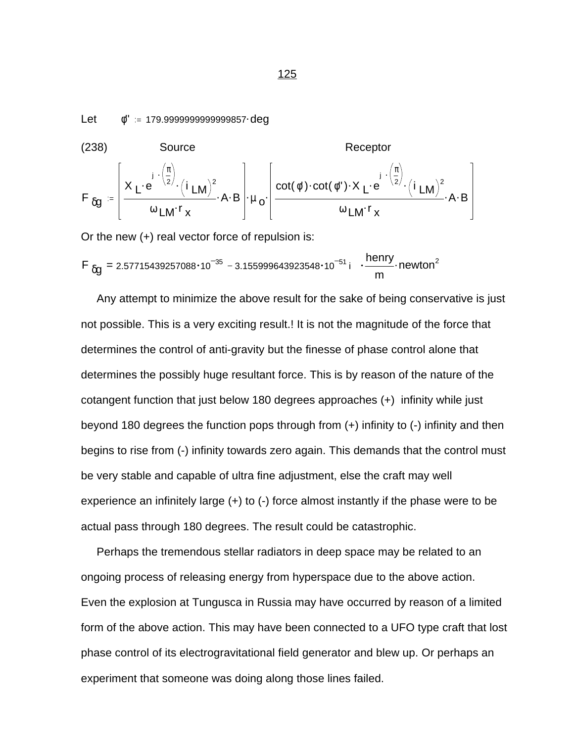Let $\phi' := 179.9999999999999857 \cdot \text{deg}$

(238) Source Receptor

$$F_{\delta g} := \left[ \frac{X_L \cdot e^{j \cdot \left(\frac{\pi}{2}\right)} \cdot \left(i_{LM}\right)^2}{\omega_{LM} \cdot r_x} \cdot A \cdot B \right] \cdot \mu_o \cdot \left[ \frac{\cot(\phi) \cdot \cot(\phi') \cdot X_L \cdot e^{j \cdot \left(\frac{\pi}{2}\right)} \cdot \left(i_{LM}\right)^2}{\omega_{LM} \cdot r_x} \cdot A \cdot B \right]$$

Or the new (+) real vector force of repulsion is:

$$F_{\delta g} = 2.57715439257088 \cdot 10^{-35} - 3.155999643923548 \cdot 10^{-51} i \cdot \frac{\text{henry}}{\text{m}} \cdot \text{newton}^2$$

Any attempt to minimize the above result for the sake of being conservative is just not possible. This is a very exciting result.! It is not the magnitude of the force that determines the control of anti-gravity but the finesse of phase control alone that determines the possibly huge resultant force. This is by reason of the nature of the cotangent function that just below 180 degrees approaches (+) infinity while just beyond 180 degrees the function pops through from (+) infinity to (-) infinity and then begins to rise from (-) infinity towards zero again. This demands that the control must be very stable and capable of ultra fine adjustment, else the craft may well experience an infinitely large (+) to (-) force almost instantly if the phase were to be actual pass through 180 degrees. The result could be catastrophic.

Perhaps the tremendous stellar radiators in deep space may be related to an ongoing process of releasing energy from hyperspace due to the above action. Even the explosion at Tungusca in Russia may have occurred by reason of a limited form of the above action. This may have been connected to a UFO type craft that lost phase control of its electrogravitational field generator and blew up. Or perhaps an experiment that someone was doing along those lines failed.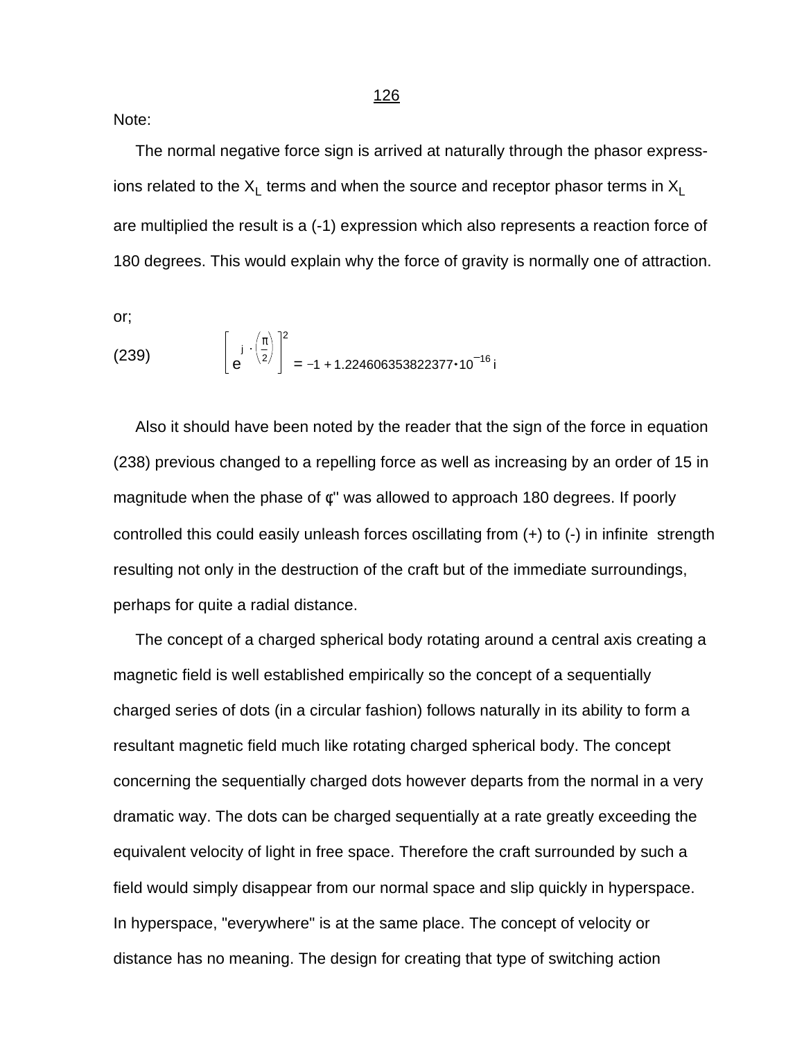Note:

The normal negative force sign is arrived at naturally through the phasor expressions related to the $X_L$ terms and when the source and receptor phasor terms in $X_L$ are multiplied the result is a (-1) expression which also represents a reaction force of 180 degrees. This would explain why the force of gravity is normally one of attraction.

or;

$$\left[e^{j \cdot \left(\frac{\pi}{2}\right)}\right]^2 = -1 + 1.224606353822377 \cdot 10^{-16}\, i \tag{239}$$

Also it should have been noted by the reader that the sign of the force in equation (238) previous changed to a repelling force as well as increasing by an order of 15 in magnitude when the phase of ¢" was allowed to approach 180 degrees. If poorly controlled this could easily unleash forces oscillating from (+) to (-) in infinite strength resulting not only in the destruction of the craft but of the immediate surroundings, perhaps for quite a radial distance.

The concept of a charged spherical body rotating around a central axis creating a magnetic field is well established empirically so the concept of a sequentially charged series of dots (in a circular fashion) follows naturally in its ability to form a resultant magnetic field much like rotating charged spherical body. The concept concerning the sequentially charged dots however departs from the normal in a very dramatic way. The dots can be charged sequentially at a rate greatly exceeding the equivalent velocity of light in free space. Therefore the craft surrounded by such a field would simply disappear from our normal space and slip quickly in hyperspace. In hyperspace, "everywhere" is at the same place. The concept of velocity or distance has no meaning. The design for creating that type of switching action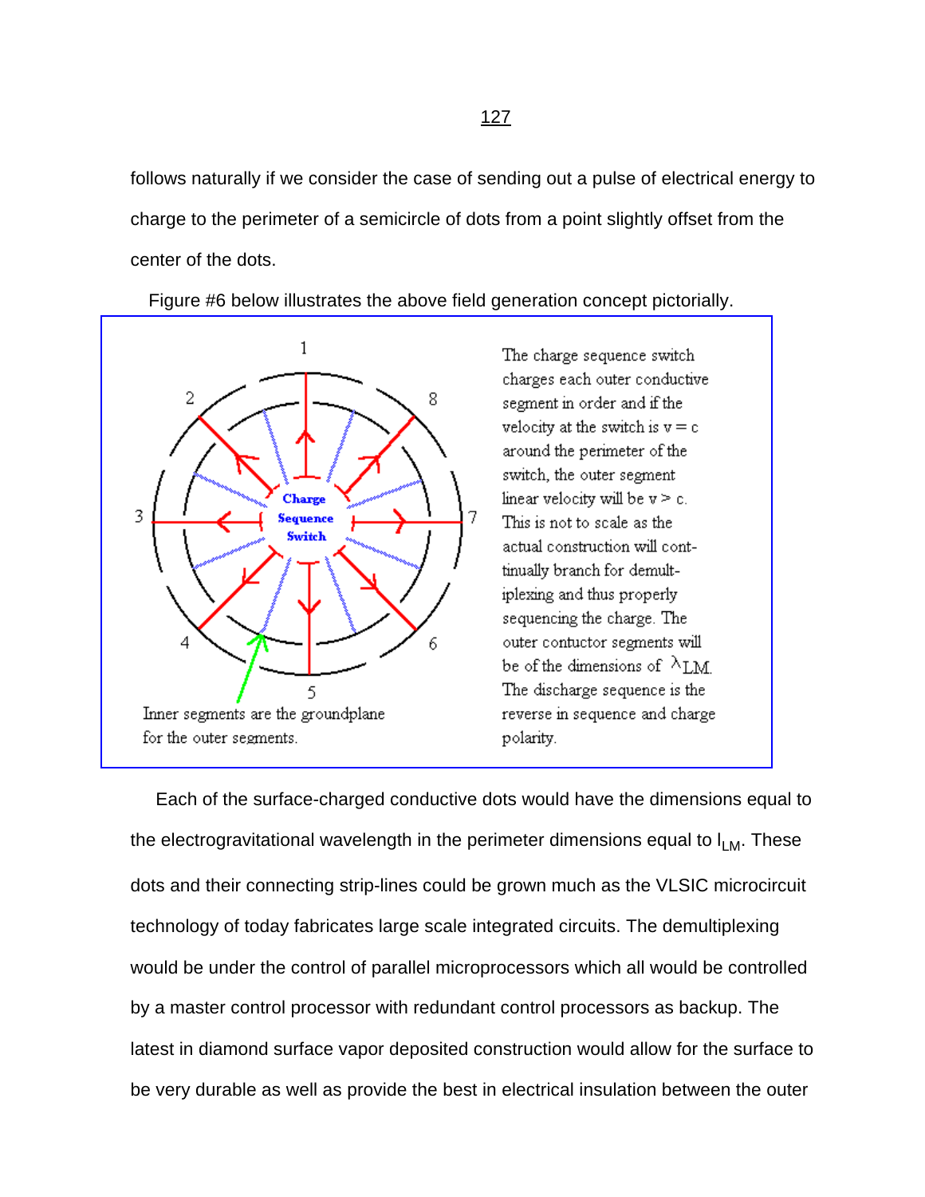follows naturally if we consider the case of sending out a pulse of electrical energy to charge to the perimeter of a semicircle of dots from a point slightly offset from the center of the dots.

Figure #6 below illustrates the above field generation concept pictorially.

Inner segments are the groundplane for the outer segments.

The charge sequence switch charges each outer conductive segment in order and if the velocity at the switch is $v = c$ around the perimeter of the switch, the outer segment linear velocity will be $v > c$. This is not to scale as the actual construction will continually branch for demultiplexing and thus properly sequencing the charge. The outer contuctor segments will be of the dimensions of $\lambda_{LM}$. The discharge sequence is the reverse in sequence and charge polarity.

Each of the surface-charged conductive dots would have the dimensions equal to the electrogravitational wavelength in the perimeter dimensions equal to $l_{LM}$. These dots and their connecting strip-lines could be grown much as the VLSIC microcircuit technology of today fabricates large scale integrated circuits. The demultiplexing would be under the control of parallel microprocessors which all would be controlled by a master control processor with redundant control processors as backup. The latest in diamond surface vapor deposited construction would allow for the surface to be very durable as well as provide the best in electrical insulation between the outer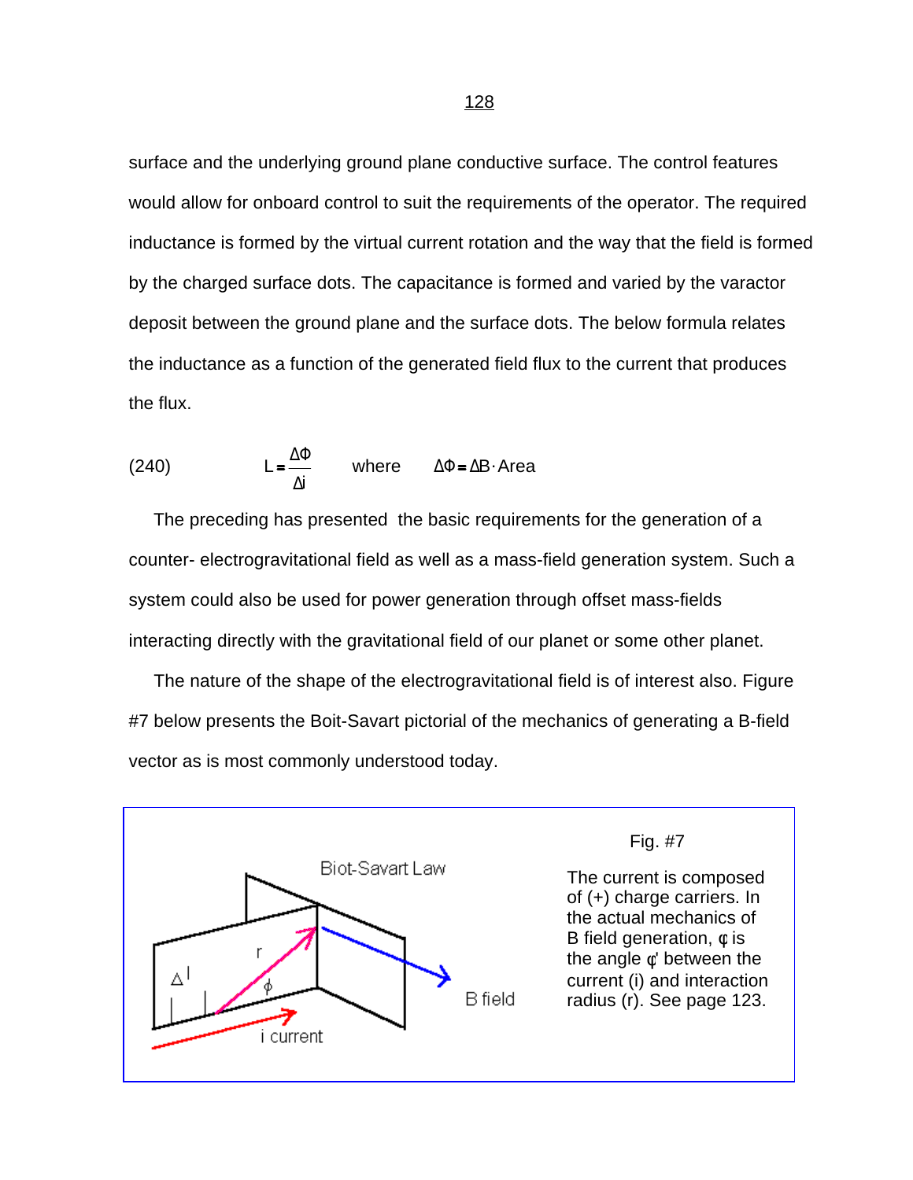surface and the underlying ground plane conductive surface. The control features would allow for onboard control to suit the requirements of the operator. The required inductance is formed by the virtual current rotation and the way that the field is formed by the charged surface dots. The capacitance is formed and varied by the varactor deposit between the ground plane and the surface dots. The below formula relates the inductance as a function of the generated field flux to the current that produces the flux.

(240) $$L = \frac{\Delta\Phi}{\Delta i} \quad \text{where} \quad \Delta\Phi = \Delta B \cdot \text{Area}$$

The preceding has presented the basic requirements for the generation of a counter- electrogravitational field as well as a mass-field generation system. Such a system could also be used for power generation through offset mass-fields interacting directly with the gravitational field of our planet or some other planet.

The nature of the shape of the electrogravitational field is of interest also. Figure #7 below presents the Boit-Savart pictorial of the mechanics of generating a B-field vector as is most commonly understood today.

Biot-Savart Law

$\Delta l$ &nbsp; r &nbsp; $\phi$ &nbsp; i current &nbsp; B field

Fig. #7

The current is composed of (+) charge carriers. In the actual mechanics of B field generation, $\phi$ is the angle $\phi'$ between the current (i) and interaction radius (r). See page 123.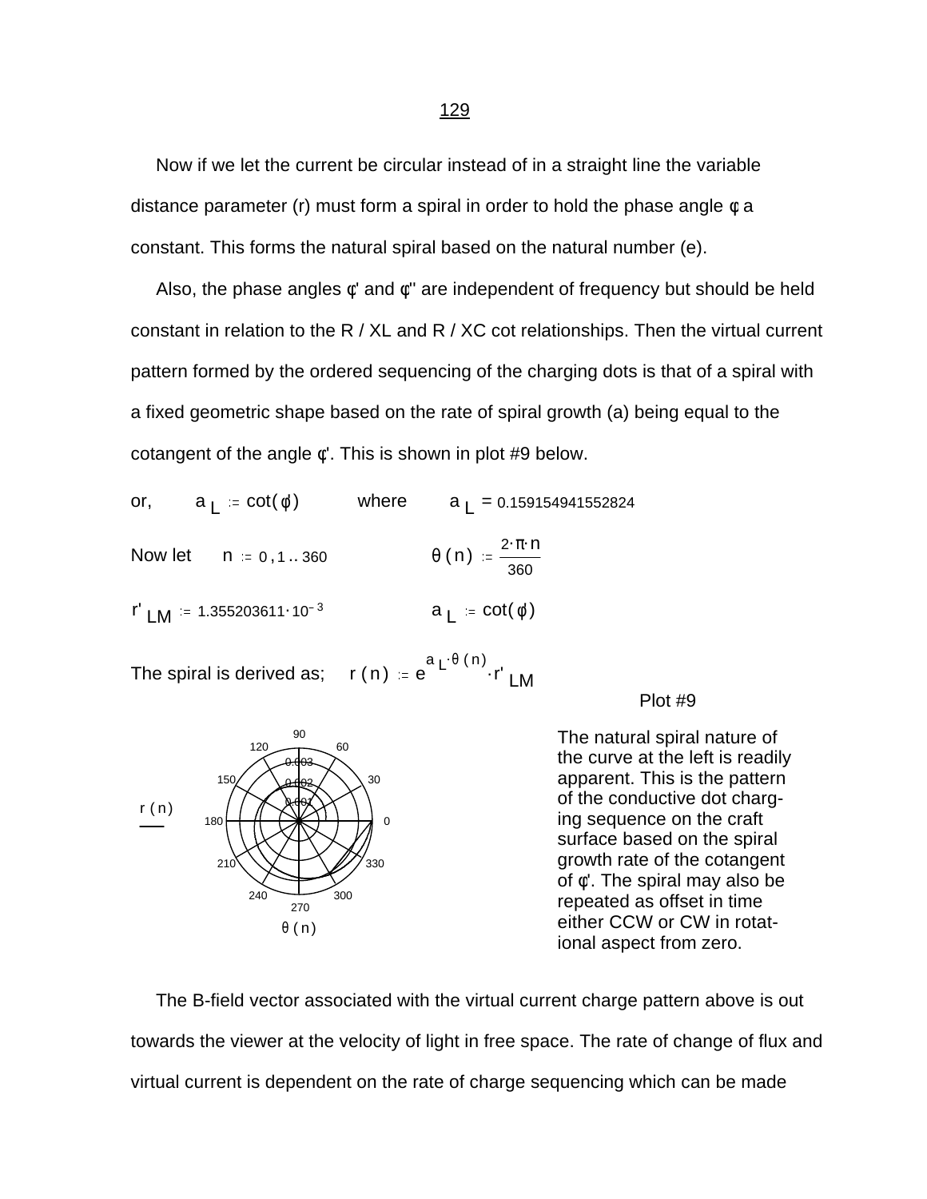Now if we let the current be circular instead of in a straight line the variable distance parameter (r) must form a spiral in order to hold the phase angle $\phi$ a constant. This forms the natural spiral based on the natural number (e).

Also, the phase angles $\phi'$ and $\phi''$ are independent of frequency but should be held constant in relation to the R / XL and R / XC cot relationships. Then the virtual current pattern formed by the ordered sequencing of the charging dots is that of a spiral with a fixed geometric shape based on the rate of spiral growth (a) being equal to the cotangent of the angle $\phi'$. This is shown in plot #9 below.

or, $a_L := \cot(\phi)$ where $a_L = 0.159154941552824$

Now let $n := 0, 1 .. 360$ $\theta(n) := \dfrac{2 \cdot \pi \cdot n}{360}$

$r'_{LM} := 1.355203611 \cdot 10^{-3}$ $a_L := \cot(\phi)$

The spiral is derived as; $r(n) := e^{a_L \cdot \theta(n)} \cdot r'_{LM}$

Plot #9

The natural spiral nature of the curve at the left is readily apparent. This is the pattern of the conductive dot charging sequence on the craft surface based on the spiral growth rate of the cotangent of $\phi'$. The spiral may also be repeated as offset in time either CCW or CW in rotational aspect from zero.

The B-field vector associated with the virtual current charge pattern above is out towards the viewer at the velocity of light in free space. The rate of change of flux and virtual current is dependent on the rate of charge sequencing which can be made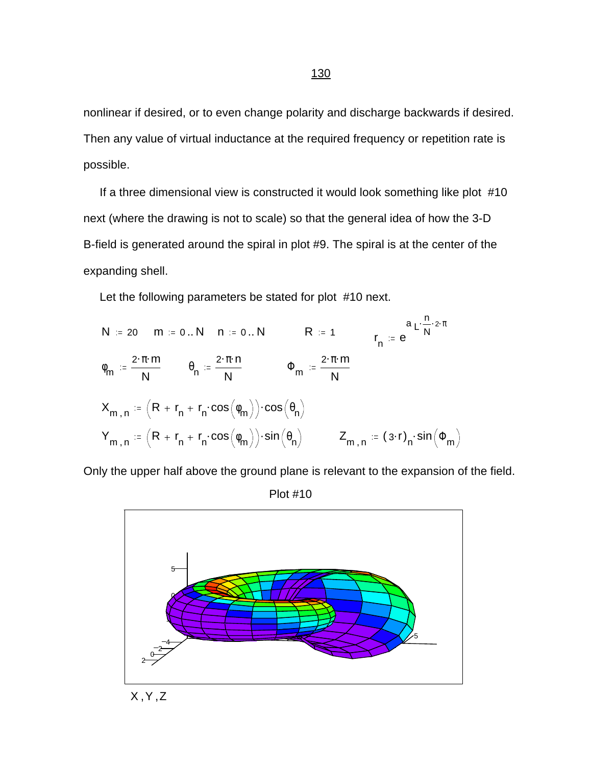nonlinear if desired, or to even change polarity and discharge backwards if desired. Then any value of virtual inductance at the required frequency or repetition rate is possible.

If a three dimensional view is constructed it would look something like plot #10 next (where the drawing is not to scale) so that the general idea of how the 3-D B-field is generated around the spiral in plot #9. The spiral is at the center of the expanding shell.

Let the following parameters be stated for plot #10 next.

$$N := 20 \qquad m := 0..N \qquad n := 0..N \qquad R := 1 \qquad r_n := e^{a_L \cdot \frac{n}{N} \cdot 2 \cdot \pi}$$

$$\varphi_m := \frac{2 \cdot \pi \cdot m}{N} \qquad \theta_n := \frac{2 \cdot \pi \cdot n}{N} \qquad \Phi_m := \frac{2 \cdot \pi \cdot m}{N}$$

$$X_{m,n} := \left(R + r_n + r_n \cdot \cos\left(\varphi_m\right)\right) \cdot \cos\left(\theta_n\right)$$

$$Y_{m,n} := \left(R + r_n + r_n \cdot \cos\left(\varphi_m\right)\right) \cdot \sin\left(\theta_n\right) \qquad Z_{m,n} := (3 \cdot r)_n \cdot \sin\left(\Phi_m\right)$$

Only the upper half above the ground plane is relevant to the expansion of the field.

Plot #10

X , Y , Z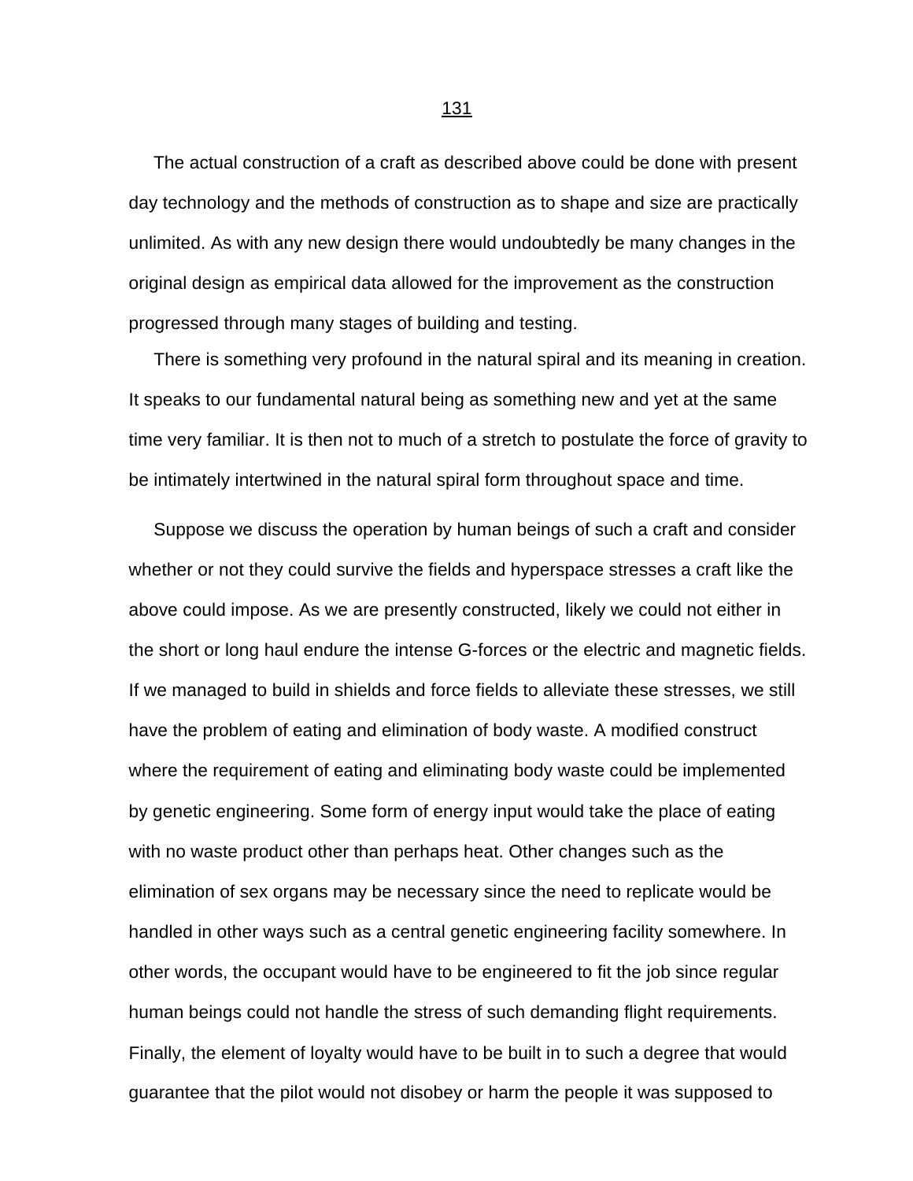The actual construction of a craft as described above could be done with present day technology and the methods of construction as to shape and size are practically unlimited. As with any new design there would undoubtedly be many changes in the original design as empirical data allowed for the improvement as the construction progressed through many stages of building and testing.

There is something very profound in the natural spiral and its meaning in creation. It speaks to our fundamental natural being as something new and yet at the same time very familiar. It is then not to much of a stretch to postulate the force of gravity to be intimately intertwined in the natural spiral form throughout space and time.

Suppose we discuss the operation by human beings of such a craft and consider whether or not they could survive the fields and hyperspace stresses a craft like the above could impose. As we are presently constructed, likely we could not either in the short or long haul endure the intense G-forces or the electric and magnetic fields. If we managed to build in shields and force fields to alleviate these stresses, we still have the problem of eating and elimination of body waste. A modified construct where the requirement of eating and eliminating body waste could be implemented by genetic engineering. Some form of energy input would take the place of eating with no waste product other than perhaps heat. Other changes such as the elimination of sex organs may be necessary since the need to replicate would be handled in other ways such as a central genetic engineering facility somewhere. In other words, the occupant would have to be engineered to fit the job since regular human beings could not handle the stress of such demanding flight requirements. Finally, the element of loyalty would have to be built in to such a degree that would guarantee that the pilot would not disobey or harm the people it was supposed to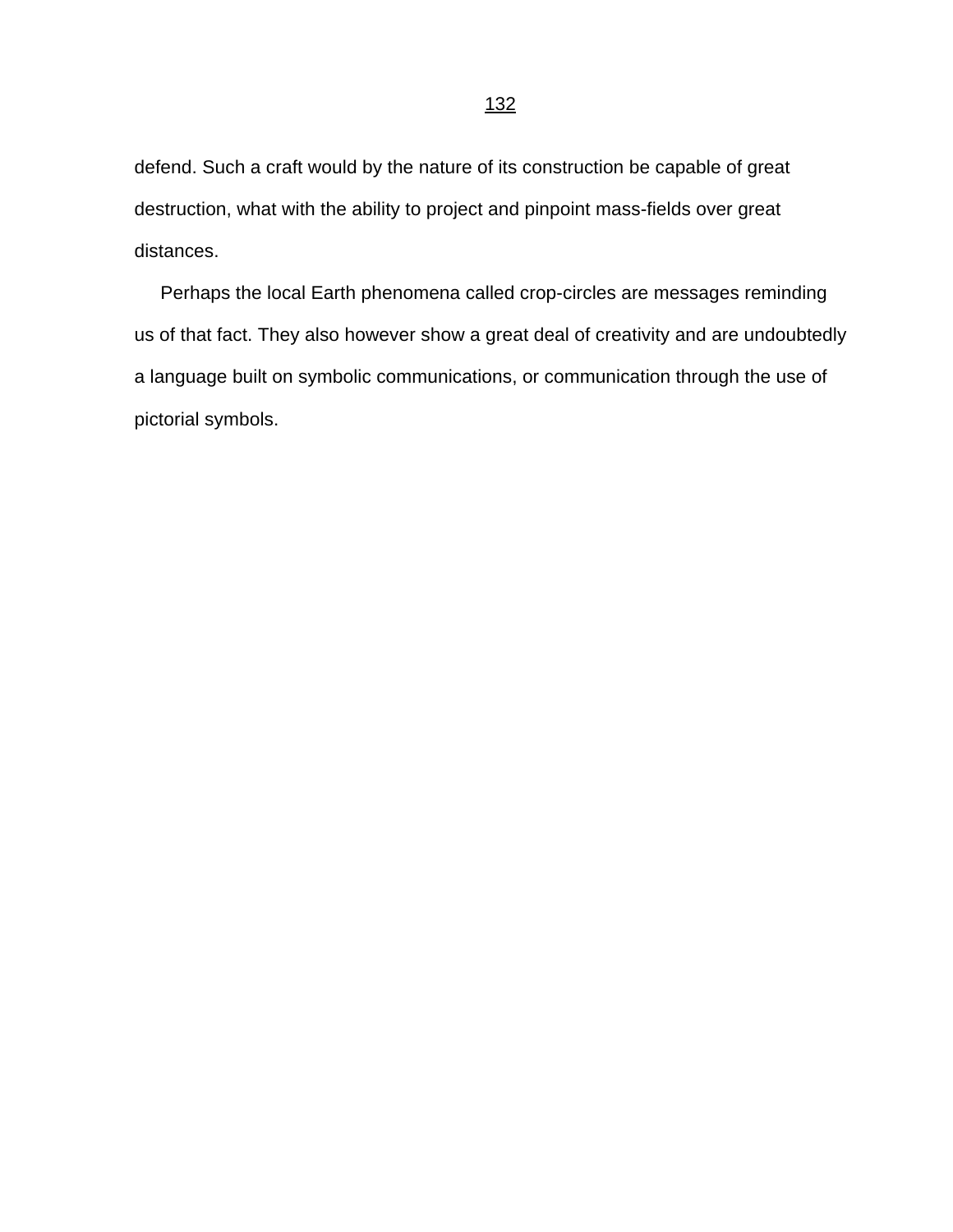defend. Such a craft would by the nature of its construction be capable of great destruction, what with the ability to project and pinpoint mass-fields over great distances.

Perhaps the local Earth phenomena called crop-circles are messages reminding us of that fact. They also however show a great deal of creativity and are undoubtedly a language built on symbolic communications, or communication through the use of pictorial symbols.